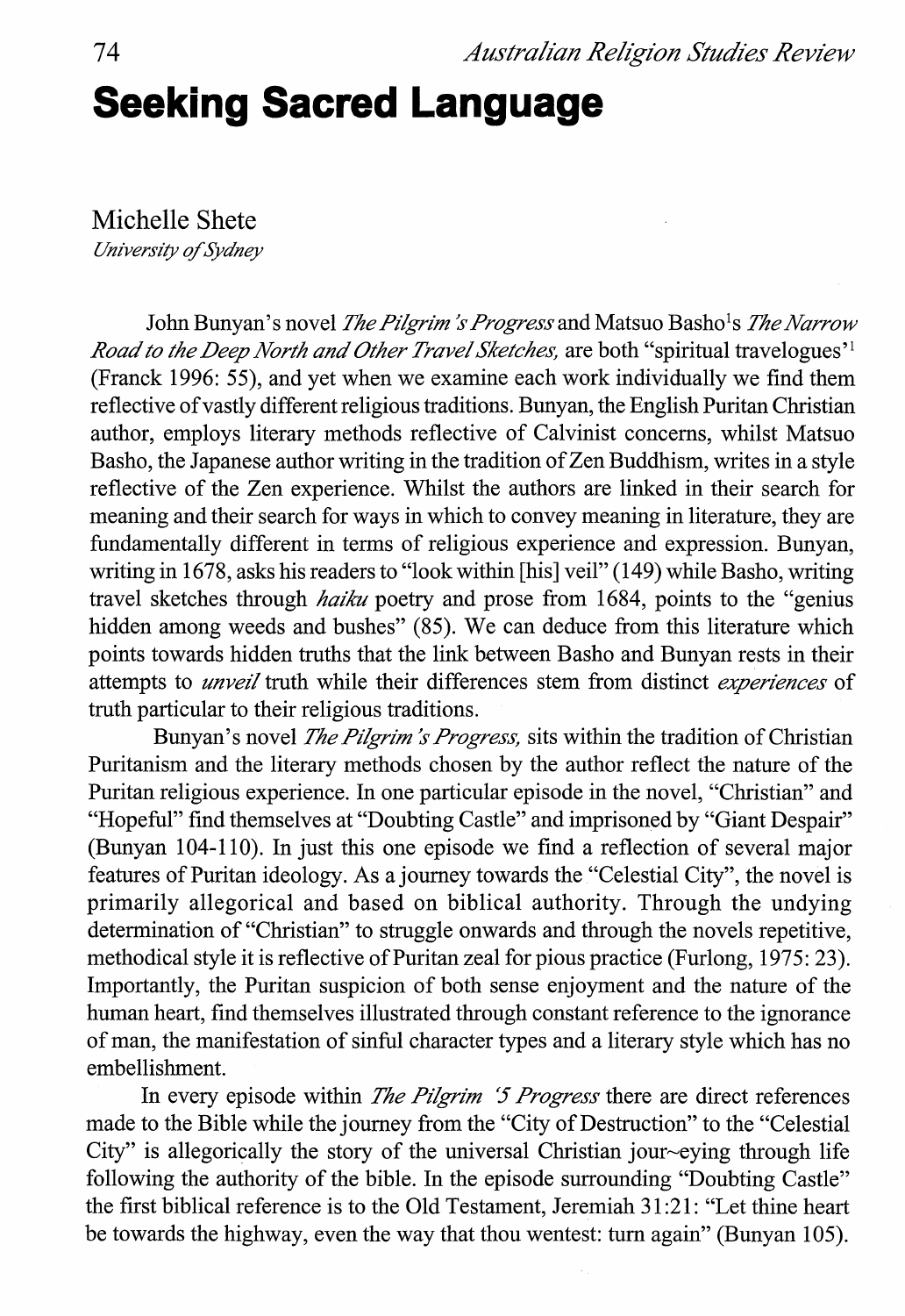# Seeking Sacred Language

Michelle Shete
*University of Sydney*

John Bunyan's novel *The Pilgrim's Progress* and Matsuo Basho's *The Narrow Road to the Deep North and Other Travel Sketches*, are both "spiritual travelogues'[1] (Franck 1996: 55), and yet when we examine each work individually we find them reflective of vastly different religious traditions. Bunyan, the English Puritan Christian author, employs literary methods reflective of Calvinist concerns, whilst Matsuo Basho, the Japanese author writing in the tradition of Zen Buddhism, writes in a style reflective of the Zen experience. Whilst the authors are linked in their search for meaning and their search for ways in which to convey meaning in literature, they are fundamentally different in terms of religious experience and expression. Bunyan, writing in 1678, asks his readers to "look within [his] veil" (149) while Basho, writing travel sketches through *haiku* poetry and prose from 1684, points to the "genius hidden among weeds and bushes" (85). We can deduce from this literature which points towards hidden truths that the link between Basho and Bunyan rests in their attempts to *unveil* truth while their differences stem from distinct *experiences* of truth particular to their religious traditions.

Bunyan's novel *The Pilgrim's Progress*, sits within the tradition of Christian Puritanism and the literary methods chosen by the author reflect the nature of the Puritan religious experience. In one particular episode in the novel, "Christian" and "Hopeful" find themselves at "Doubting Castle" and imprisoned by "Giant Despair" (Bunyan 104-110). In just this one episode we find a reflection of several major features of Puritan ideology. As a journey towards the "Celestial City", the novel is primarily allegorical and based on biblical authority. Through the undying determination of "Christian" to struggle onwards and through the novels repetitive, methodical style it is reflective of Puritan zeal for pious practice (Furlong, 1975: 23). Importantly, the Puritan suspicion of both sense enjoyment and the nature of the human heart, find themselves illustrated through constant reference to the ignorance of man, the manifestation of sinful character types and a literary style which has no embellishment.

In every episode within *The Pilgrim '5 Progress* there are direct references made to the Bible while the journey from the "City of Destruction" to the "Celestial City" is allegorically the story of the universal Christian jour~eying through life following the authority of the bible. In the episode surrounding "Doubting Castle" the first biblical reference is to the Old Testament, Jeremiah 31:21: "Let thine heart be towards the highway, even the way that thou wentest: turn again" (Bunyan 105).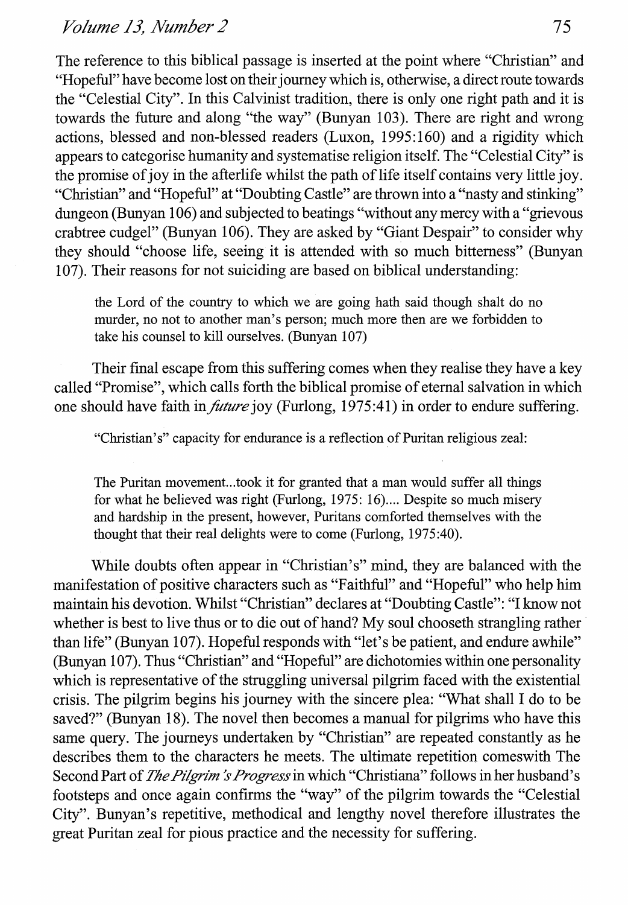The reference to this biblical passage is inserted at the point where "Christian" and "Hopeful" have become lost on their journey which is, otherwise, a direct route towards the "Celestial City". In this Calvinist tradition, there is only one right path and it is towards the future and along "the way" (Bunyan 103). There are right and wrong actions, blessed and non-blessed readers (Luxon, 1995:160) and a rigidity which appears to categorise humanity and systematise religion itself. The "Celestial City" is the promise of joy in the afterlife whilst the path of life itself contains very little joy. "Christian" and "Hopeful" at "Doubting Castle" are thrown into a "nasty and stinking" dungeon (Bunyan 106) and subjected to beatings "without any mercy with a "grievous crabtree cudgel" (Bunyan 106). They are asked by "Giant Despair" to consider why they should "choose life, seeing it is attended with so much bitterness" (Bunyan 107). Their reasons for not suiciding are based on biblical understanding:

> the Lord of the country to which we are going hath said though shalt do no murder, no not to another man's person; much more then are we forbidden to take his counsel to kill ourselves. (Bunyan 107)

Their final escape from this suffering comes when they realise they have a key called "Promise", which calls forth the biblical promise of eternal salvation in which one should have faith in *future* joy (Furlong, 1975:41) in order to endure suffering.

"Christian's" capacity for endurance is a reflection of Puritan religious zeal:

> The Puritan movement...took it for granted that a man would suffer all things for what he believed was right (Furlong, 1975: 16).... Despite so much misery and hardship in the present, however, Puritans comforted themselves with the thought that their real delights were to come (Furlong, 1975:40).

While doubts often appear in "Christian's" mind, they are balanced with the manifestation of positive characters such as "Faithful" and "Hopeful" who help him maintain his devotion. Whilst "Christian" declares at "Doubting Castle": "I know not whether is best to live thus or to die out of hand? My soul chooseth strangling rather than life" (Bunyan 107). Hopeful responds with "let's be patient, and endure awhile" (Bunyan 107). Thus "Christian" and "Hopeful" are dichotomies within one personality which is representative of the struggling universal pilgrim faced with the existential crisis. The pilgrim begins his journey with the sincere plea: "What shall I do to be saved?" (Bunyan 18). The novel then becomes a manual for pilgrims who have this same query. The journeys undertaken by "Christian" are repeated constantly as he describes them to the characters he meets. The ultimate repetition comeswith The Second Part of *The Pilgrim's Progress* in which "Christiana" follows in her husband's footsteps and once again confirms the "way" of the pilgrim towards the "Celestial City". Bunyan's repetitive, methodical and lengthy novel therefore illustrates the great Puritan zeal for pious practice and the necessity for suffering.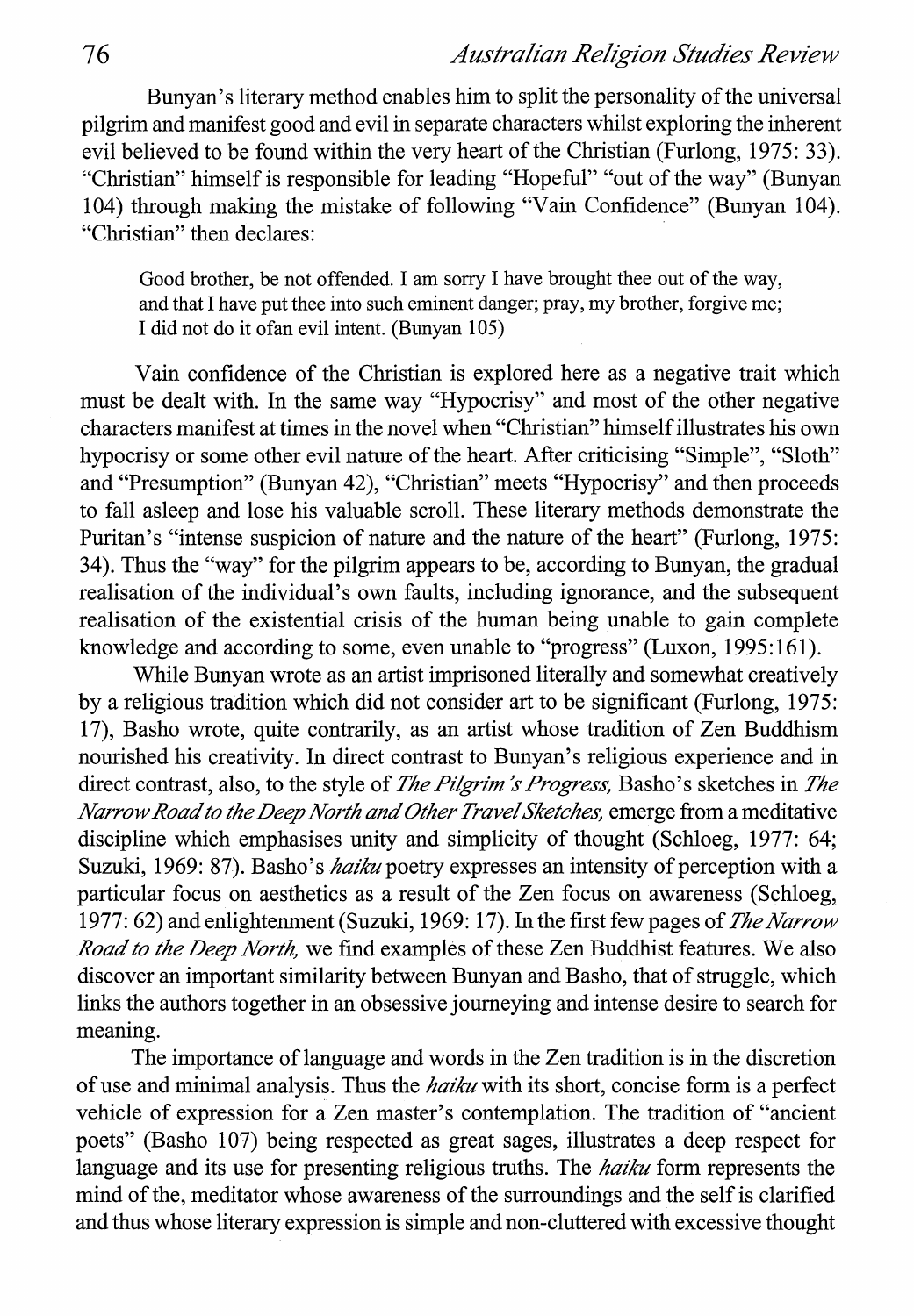Bunyan's literary method enables him to split the personality of the universal pilgrim and manifest good and evil in separate characters whilst exploring the inherent evil believed to be found within the very heart of the Christian (Furlong, 1975: 33). "Christian" himself is responsible for leading "Hopeful" "out of the way" (Bunyan 104) through making the mistake of following "Vain Confidence" (Bunyan 104). "Christian" then declares:

> Good brother, be not offended. I am sorry I have brought thee out of the way, and that I have put thee into such eminent danger; pray, my brother, forgive me; I did not do it ofan evil intent. (Bunyan 105)

Vain confidence of the Christian is explored here as a negative trait which must be dealt with. In the same way "Hypocrisy" and most of the other negative characters manifest at times in the novel when "Christian" himself illustrates his own hypocrisy or some other evil nature of the heart. After criticising "Simple", "Sloth" and "Presumption" (Bunyan 42), "Christian" meets "Hypocrisy" and then proceeds to fall asleep and lose his valuable scroll. These literary methods demonstrate the Puritan's "intense suspicion of nature and the nature of the heart" (Furlong, 1975: 34). Thus the "way" for the pilgrim appears to be, according to Bunyan, the gradual realisation of the individual's own faults, including ignorance, and the subsequent realisation of the existential crisis of the human being unable to gain complete knowledge and according to some, even unable to "progress" (Luxon, 1995:161).

While Bunyan wrote as an artist imprisoned literally and somewhat creatively by a religious tradition which did not consider art to be significant (Furlong, 1975: 17), Basho wrote, quite contrarily, as an artist whose tradition of Zen Buddhism nourished his creativity. In direct contrast to Bunyan's religious experience and in direct contrast, also, to the style of *The Pilgrim's Progress,* Basho's sketches in *The Narrow Road to the Deep North and Other Travel Sketches,* emerge from a meditative discipline which emphasises unity and simplicity of thought (Schloeg, 1977: 64; Suzuki, 1969: 87). Basho's *haiku* poetry expresses an intensity of perception with a particular focus on aesthetics as a result of the Zen focus on awareness (Schloeg, 1977: 62) and enlightenment (Suzuki, 1969: 17). In the first few pages of *The Narrow Road to the Deep North,* we find examples of these Zen Buddhist features. We also discover an important similarity between Bunyan and Basho, that of struggle, which links the authors together in an obsessive journeying and intense desire to search for meaning.

The importance of language and words in the Zen tradition is in the discretion of use and minimal analysis. Thus the *haiku* with its short, concise form is a perfect vehicle of expression for a Zen master's contemplation. The tradition of "ancient poets" (Basho 107) being respected as great sages, illustrates a deep respect for language and its use for presenting religious truths. The *haiku* form represents the mind of the, meditator whose awareness of the surroundings and the self is clarified and thus whose literary expression is simple and non-cluttered with excessive thought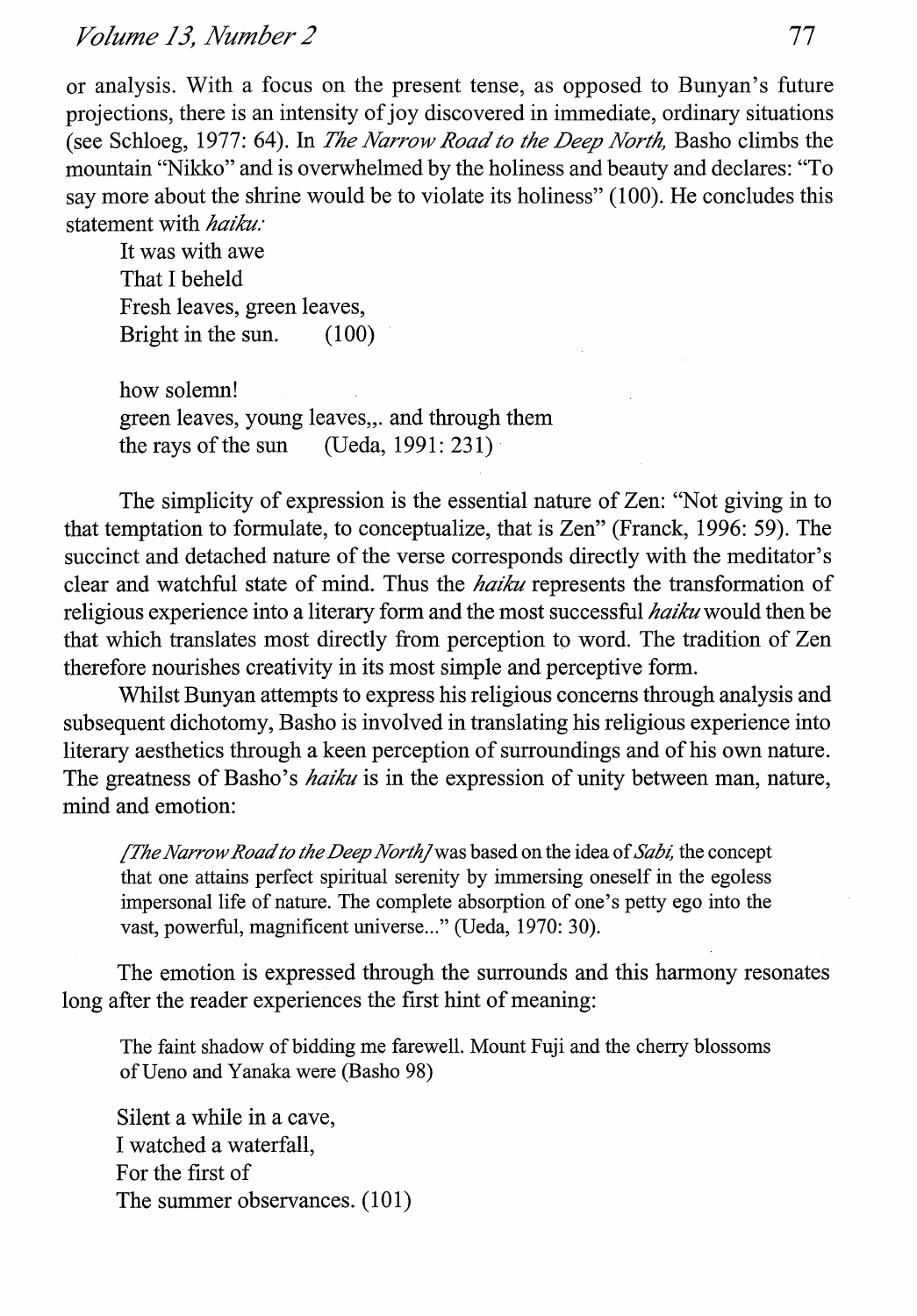or analysis. With a focus on the present tense, as opposed to Bunyan's future projections, there is an intensity of joy discovered in immediate, ordinary situations (see Schloeg, 1977: 64). In *The Narrow Road to the Deep North,* Basho climbs the mountain "Nikko" and is overwhelmed by the holiness and beauty and declares: "To say more about the shrine would be to violate its holiness" (100). He concludes this statement with *haiku:*

> It was with awe
> That I beheld
> Fresh leaves, green leaves,
> Bright in the sun. (100)

> how solemn!
> green leaves, young leaves,,. and through them
> the rays of the sun (Ueda, 1991: 231)

The simplicity of expression is the essential nature of Zen: "Not giving in to that temptation to formulate, to conceptualize, that is Zen" (Franck, 1996: 59). The succinct and detached nature of the verse corresponds directly with the meditator's clear and watchful state of mind. Thus the *haiku* represents the transformation of religious experience into a literary form and the most successful *haiku* would then be that which translates most directly from perception to word. The tradition of Zen therefore nourishes creativity in its most simple and perceptive form.

Whilst Bunyan attempts to express his religious concerns through analysis and subsequent dichotomy, Basho is involved in translating his religious experience into literary aesthetics through a keen perception of surroundings and of his own nature. The greatness of Basho's *haiku* is in the expression of unity between man, nature, mind and emotion:

> *[The Narrow Road to the Deep North]* was based on the idea of *Sabi,* the concept that one attains perfect spiritual serenity by immersing oneself in the egoless impersonal life of nature. The complete absorption of one's petty ego into the vast, powerful, magnificent universe..." (Ueda, 1970: 30).

The emotion is expressed through the surrounds and this harmony resonates long after the reader experiences the first hint of meaning:

> The faint shadow of bidding me farewell. Mount Fuji and the cherry blossoms of Ueno and Yanaka were (Basho 98)

> Silent a while in a cave,
> I watched a waterfall,
> For the first of
> The summer observances. (101)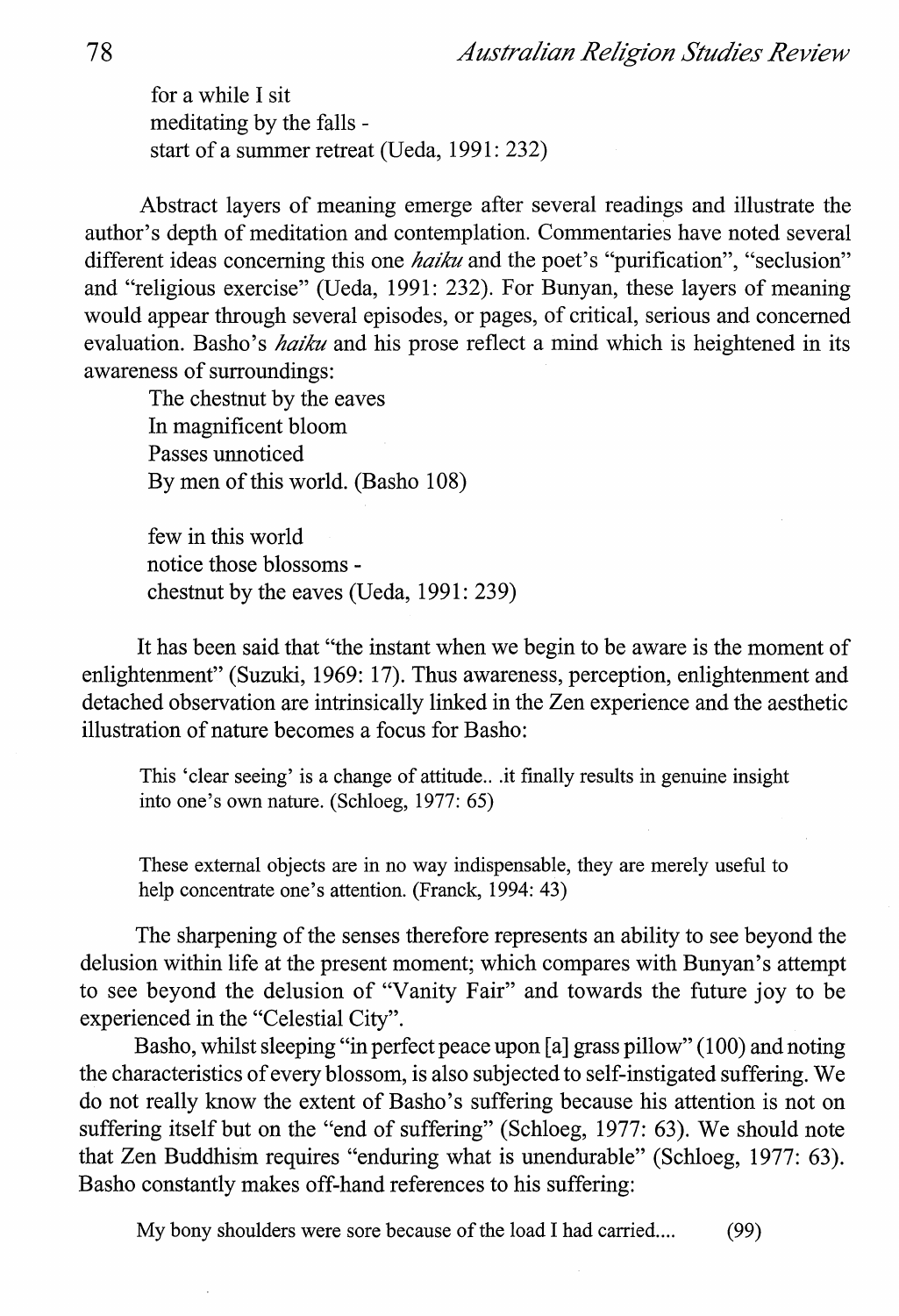for a while I sit  
meditating by the falls -  
start of a summer retreat (Ueda, 1991: 232)

Abstract layers of meaning emerge after several readings and illustrate the author's depth of meditation and contemplation. Commentaries have noted several different ideas concerning this one *haiku* and the poet's "purification", "seclusion" and "religious exercise" (Ueda, 1991: 232). For Bunyan, these layers of meaning would appear through several episodes, or pages, of critical, serious and concerned evaluation. Basho's *haiku* and his prose reflect a mind which is heightened in its awareness of surroundings:

The chestnut by the eaves  
In magnificent bloom  
Passes unnoticed  
By men of this world. (Basho 108)

few in this world  
notice those blossoms -  
chestnut by the eaves (Ueda, 1991: 239)

It has been said that "the instant when we begin to be aware is the moment of enlightenment" (Suzuki, 1969: 17). Thus awareness, perception, enlightenment and detached observation are intrinsically linked in the Zen experience and the aesthetic illustration of nature becomes a focus for Basho:

> This 'clear seeing' is a change of attitude.. .it finally results in genuine insight into one's own nature. (Schloeg, 1977: 65)

> These external objects are in no way indispensable, they are merely useful to help concentrate one's attention. (Franck, 1994: 43)

The sharpening of the senses therefore represents an ability to see beyond the delusion within life at the present moment; which compares with Bunyan's attempt to see beyond the delusion of "Vanity Fair" and towards the future joy to be experienced in the "Celestial City".

Basho, whilst sleeping "in perfect peace upon [a] grass pillow" (100) and noting the characteristics of every blossom, is also subjected to self-instigated suffering. We do not really know the extent of Basho's suffering because his attention is not on suffering itself but on the "end of suffering" (Schloeg, 1977: 63). We should note that Zen Buddhism requires "enduring what is unendurable" (Schloeg, 1977: 63). Basho constantly makes off-hand references to his suffering:

> My bony shoulders were sore because of the load I had carried.... (99)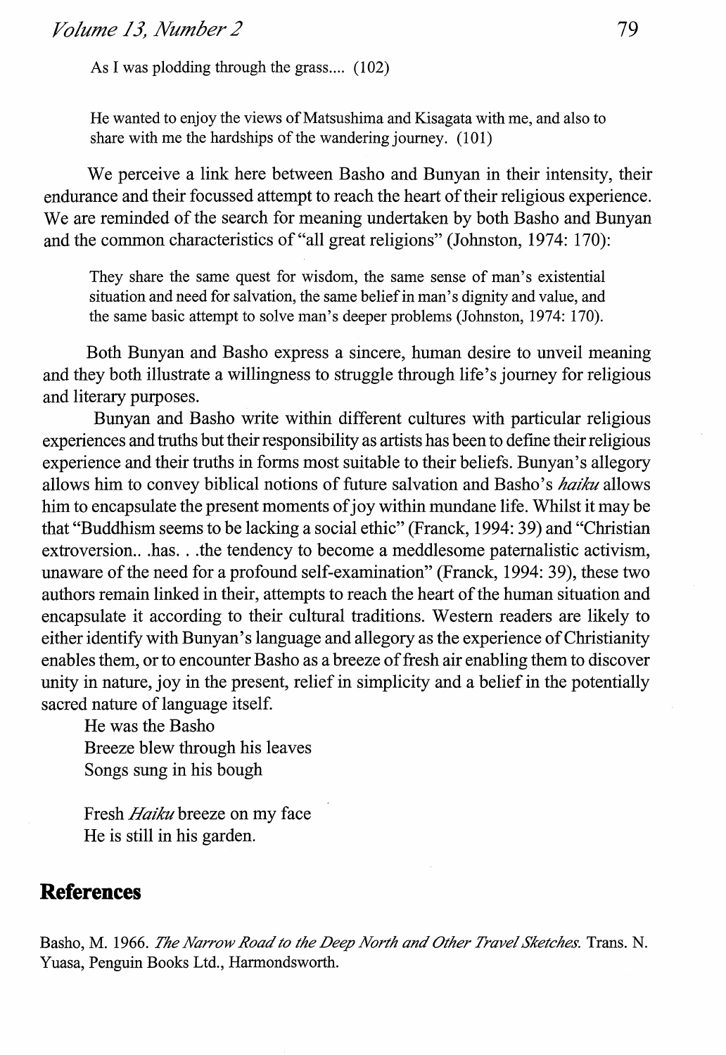As I was plodding through the grass.... (102)

> He wanted to enjoy the views of Matsushima and Kisagata with me, and also to share with me the hardships of the wandering journey. (101)

We perceive a link here between Basho and Bunyan in their intensity, their endurance and their focussed attempt to reach the heart of their religious experience. We are reminded of the search for meaning undertaken by both Basho and Bunyan and the common characteristics of "all great religions" (Johnston, 1974: 170):

> They share the same quest for wisdom, the same sense of man's existential situation and need for salvation, the same belief in man's dignity and value, and the same basic attempt to solve man's deeper problems (Johnston, 1974: 170).

Both Bunyan and Basho express a sincere, human desire to unveil meaning and they both illustrate a willingness to struggle through life's journey for religious and literary purposes.

Bunyan and Basho write within different cultures with particular religious experiences and truths but their responsibility as artists has been to define their religious experience and their truths in forms most suitable to their beliefs. Bunyan's allegory allows him to convey biblical notions of future salvation and Basho's *haiku* allows him to encapsulate the present moments of joy within mundane life. Whilst it may be that "Buddhism seems to be lacking a social ethic" (Franck, 1994: 39) and "Christian extroversion.. .has. . .the tendency to become a meddlesome paternalistic activism, unaware of the need for a profound self-examination" (Franck, 1994: 39), these two authors remain linked in their, attempts to reach the heart of the human situation and encapsulate it according to their cultural traditions. Western readers are likely to either identify with Bunyan's language and allegory as the experience of Christianity enables them, or to encounter Basho as a breeze of fresh air enabling them to discover unity in nature, joy in the present, relief in simplicity and a belief in the potentially sacred nature of language itself.

He was the Basho
Breeze blew through his leaves
Songs sung in his bough

Fresh *Haiku* breeze on my face
He is still in his garden.

## References

Basho, M. 1966. *The Narrow Road to the Deep North and Other Travel Sketches.* Trans. N. Yuasa, Penguin Books Ltd., Harmondsworth.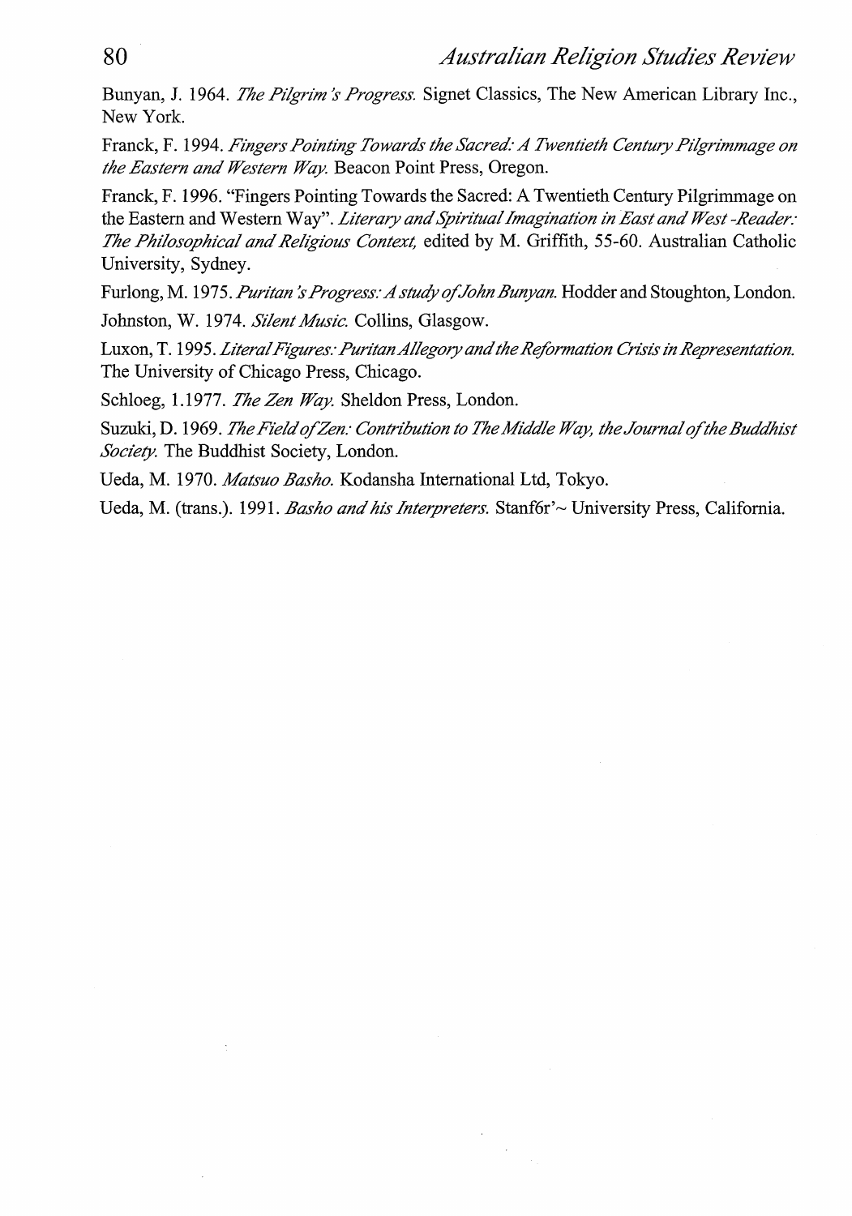Bunyan, J. 1964. *The Pilgrim's Progress.* Signet Classics, The New American Library Inc., New York.

Franck, F. 1994. *Fingers Pointing Towards the Sacred: A Twentieth Century Pilgrimmage on the Eastern and Western Way.* Beacon Point Press, Oregon.

Franck, F. 1996. "Fingers Pointing Towards the Sacred: A Twentieth Century Pilgrimmage on the Eastern and Western Way". *Literary and Spiritual Imagination in East and West -Reader: The Philosophical and Religious Context,* edited by M. Griffith, 55-60. Australian Catholic University, Sydney.

Furlong, M. 1975. *Puritan's Progress: A study of John Bunyan.* Hodder and Stoughton, London.

Johnston, W. 1974. *Silent Music.* Collins, Glasgow.

Luxon, T. 1995. *Literal Figures: Puritan Allegory and the Reformation Crisis in Representation.* The University of Chicago Press, Chicago.

Schloeg, 1.1977. *The Zen Way.* Sheldon Press, London.

Suzuki, D. 1969. *The Field of Zen: Contribution to The Middle Way, the Journal of the Buddhist Society.* The Buddhist Society, London.

Ueda, M. 1970. *Matsuo Basho.* Kodansha International Ltd, Tokyo.

Ueda, M. (trans.). 1991. *Basho and his Interpreters.* Stanf6r'~ University Press, California.